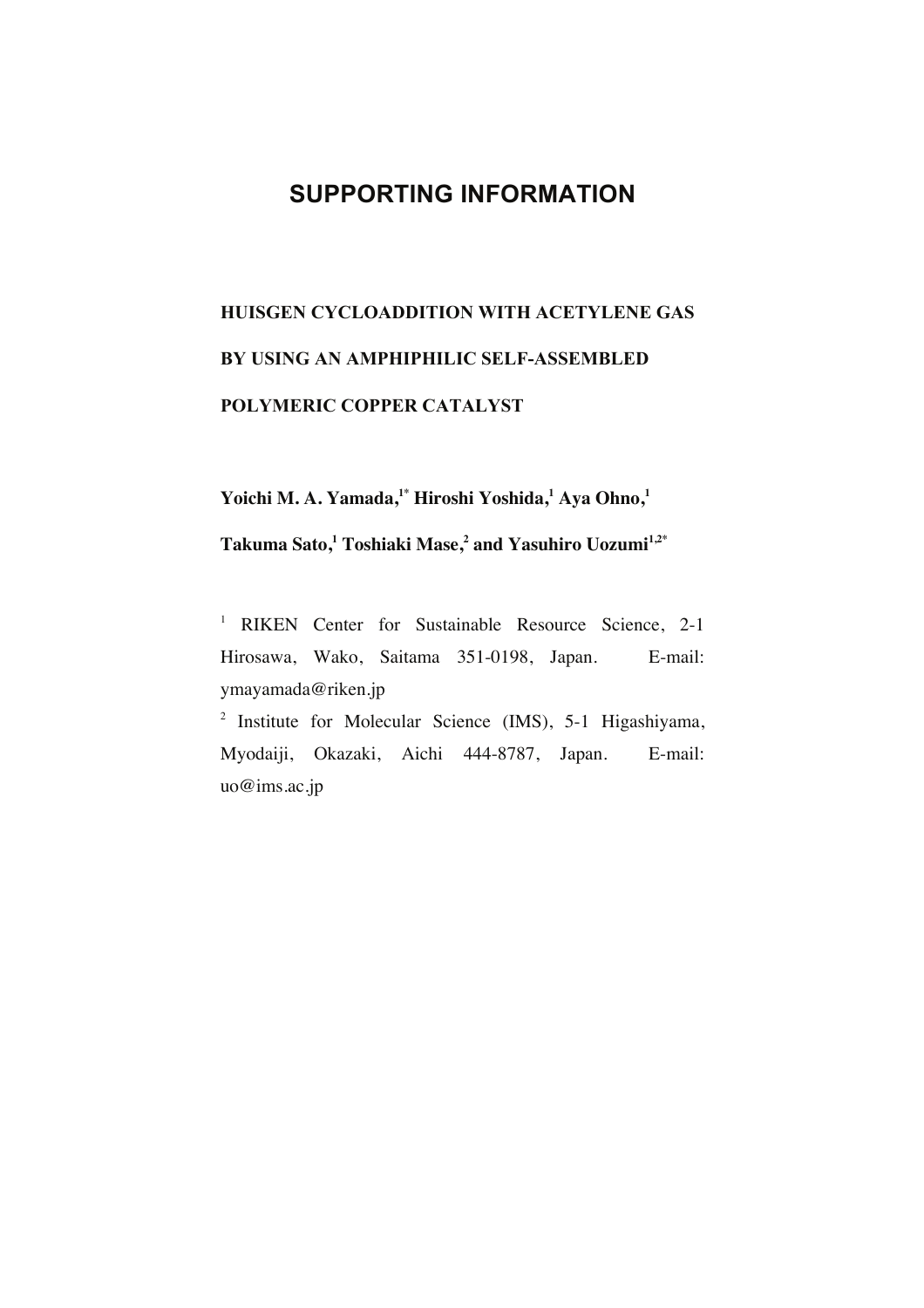# SUPPORTING INFORMATION

## HUISGEN CYCLOADDITION WITH ACETYLENE GAS BY USING AN AMPHIPHILIC SELF-ASSEMBLED POLYMERIC COPPER CATALYST

**Yoichi M. A. Yamada,[1*] Hiroshi Yoshida,[1] Aya Ohno,[1] Takuma Sato,[1] Toshiaki Mase,[2] and Yasuhiro Uozumi[1,2*]**

[1] RIKEN Center for Sustainable Resource Science, 2-1 Hirosawa, Wako, Saitama 351-0198, Japan. E-mail: ymayamada@riken.jp

[2] Institute for Molecular Science (IMS), 5-1 Higashiyama, Myodaiji, Okazaki, Aichi 444-8787, Japan. E-mail: uo@ims.ac.jp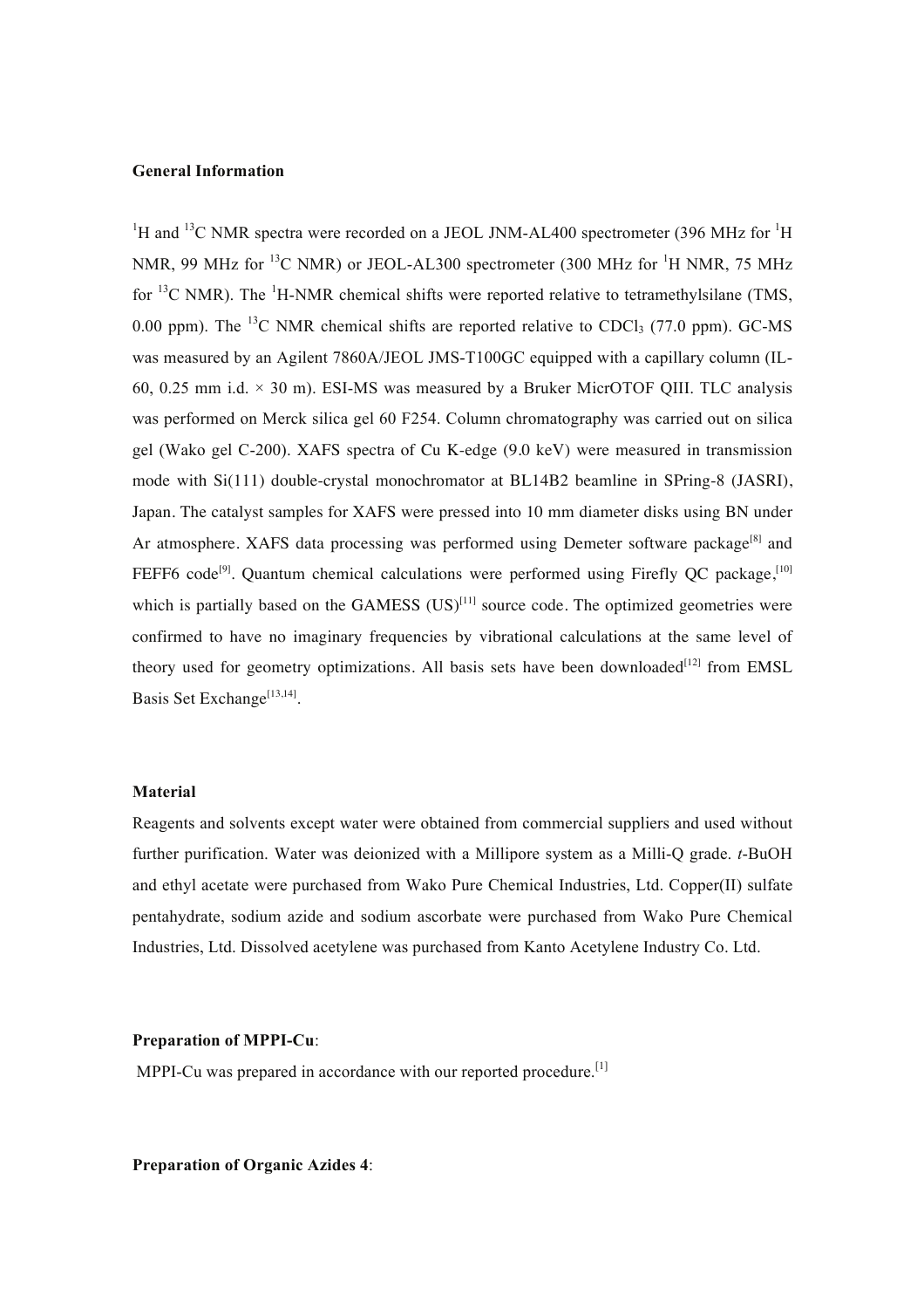**General Information**

$^{1}H$ and $^{13}C$ NMR spectra were recorded on a JEOL JNM-AL400 spectrometer (396 MHz for $^{1}H$ NMR, 99 MHz for $^{13}C$ NMR) or JEOL-AL300 spectrometer (300 MHz for $^{1}H$ NMR, 75 MHz for $^{13}C$ NMR). The $^{1}H$-NMR chemical shifts were reported relative to tetramethylsilane (TMS, 0.00 ppm). The $^{13}C$ NMR chemical shifts are reported relative to $CDCl_3$ (77.0 ppm). GC-MS was measured by an Agilent 7860A/JEOL JMS-T100GC equipped with a capillary column (IL-60, 0.25 mm i.d. × 30 m). ESI-MS was measured by a Bruker MicrOTOF QIII. TLC analysis was performed on Merck silica gel 60 F254. Column chromatography was carried out on silica gel (Wako gel C-200). XAFS spectra of Cu K-edge (9.0 keV) were measured in transmission mode with Si(111) double-crystal monochromator at BL14B2 beamline in SPring-8 (JASRI), Japan. The catalyst samples for XAFS were pressed into 10 mm diameter disks using BN under Ar atmosphere. XAFS data processing was performed using Demeter software package[8] and FEFF6 code[9]. Quantum chemical calculations were performed using Firefly QC package,[10] which is partially based on the GAMESS (US)[11] source code. The optimized geometries were confirmed to have no imaginary frequencies by vibrational calculations at the same level of theory used for geometry optimizations. All basis sets have been downloaded[12] from EMSL Basis Set Exchange[13,14].

**Material**

Reagents and solvents except water were obtained from commercial suppliers and used without further purification. Water was deionized with a Millipore system as a Milli-Q grade. *t*-BuOH and ethyl acetate were purchased from Wako Pure Chemical Industries, Ltd. Copper(II) sulfate pentahydrate, sodium azide and sodium ascorbate were purchased from Wako Pure Chemical Industries, Ltd. Dissolved acetylene was purchased from Kanto Acetylene Industry Co. Ltd.

**Preparation of MPPI-Cu**:

MPPI-Cu was prepared in accordance with our reported procedure.[1]

**Preparation of Organic Azides 4**: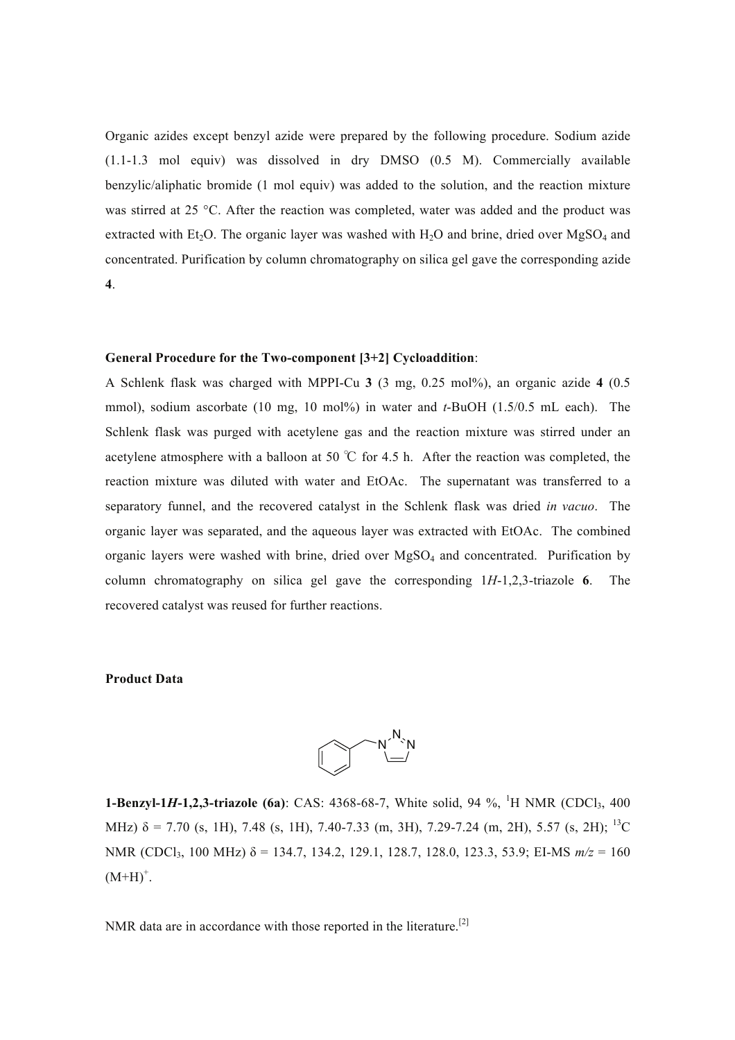Organic azides except benzyl azide were prepared by the following procedure. Sodium azide (1.1-1.3 mol equiv) was dissolved in dry DMSO (0.5 M). Commercially available benzylic/aliphatic bromide (1 mol equiv) was added to the solution, and the reaction mixture was stirred at 25 °C. After the reaction was completed, water was added and the product was extracted with $Et_2O$. The organic layer was washed with $H_2O$ and brine, dried over $MgSO_4$ and concentrated. Purification by column chromatography on silica gel gave the corresponding azide **4**.

**General Procedure for the Two-component [3+2] Cycloaddition**:

A Schlenk flask was charged with MPPI-Cu **3** (3 mg, 0.25 mol%), an organic azide **4** (0.5 mmol), sodium ascorbate (10 mg, 10 mol%) in water and *t*-BuOH (1.5/0.5 mL each). The Schlenk flask was purged with acetylene gas and the reaction mixture was stirred under an acetylene atmosphere with a balloon at 50 ℃ for 4.5 h. After the reaction was completed, the reaction mixture was diluted with water and EtOAc. The supernatant was transferred to a separatory funnel, and the recovered catalyst in the Schlenk flask was dried *in vacuo*. The organic layer was separated, and the aqueous layer was extracted with EtOAc. The combined organic layers were washed with brine, dried over $MgSO_4$ and concentrated. Purification by column chromatography on silica gel gave the corresponding 1*H*-1,2,3-triazole **6**. The recovered catalyst was reused for further reactions.

**Product Data**

**1-Benzyl-1*H*-1,2,3-triazole (6a)**: CAS: 4368-68-7, White solid, 94 %, $^1$H NMR ($CDCl_3$, 400 MHz) δ = 7.70 (s, 1H), 7.48 (s, 1H), 7.40-7.33 (m, 3H), 7.29-7.24 (m, 2H), 5.57 (s, 2H); $^{13}$C NMR ($CDCl_3$, 100 MHz) δ = 134.7, 134.2, 129.1, 128.7, 128.0, 123.3, 53.9; EI-MS *m/z* = 160 $(M+H)^+$.

NMR data are in accordance with those reported in the literature.[2]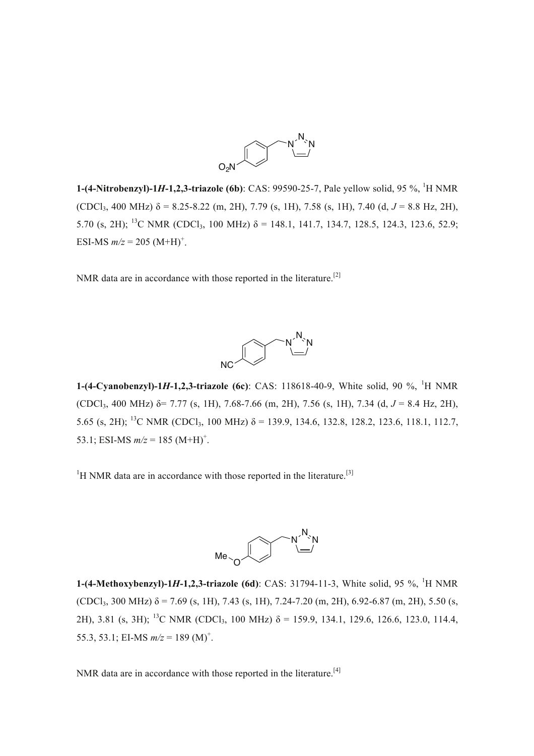**1-(4-Nitrobenzyl)-1*H*-1,2,3-triazole (6b)**: CAS: 99590-25-7, Pale yellow solid, 95 %, $^1$H NMR ($CDCl_3$, 400 MHz) δ = 8.25-8.22 (m, 2H), 7.79 (s, 1H), 7.58 (s, 1H), 7.40 (d, *J* = 8.8 Hz, 2H), 5.70 (s, 2H); $^{13}$C NMR ($CDCl_3$, 100 MHz) δ = 148.1, 141.7, 134.7, 128.5, 124.3, 123.6, 52.9; ESI-MS *m/z* = 205 $(M+H)^+$.

NMR data are in accordance with those reported in the literature.[2]

**1-(4-Cyanobenzyl)-1*H*-1,2,3-triazole (6c)**: CAS: 118618-40-9, White solid, 90 %, $^1$H NMR ($CDCl_3$, 400 MHz) δ= 7.77 (s, 1H), 7.68-7.66 (m, 2H), 7.56 (s, 1H), 7.34 (d, *J* = 8.4 Hz, 2H), 5.65 (s, 2H); $^{13}$C NMR ($CDCl_3$, 100 MHz) δ = 139.9, 134.6, 132.8, 128.2, 123.6, 118.1, 112.7, 53.1; ESI-MS *m/z* = 185 $(M+H)^+$.

$^1$H NMR data are in accordance with those reported in the literature.[3]

**1-(4-Methoxybenzyl)-1*H*-1,2,3-triazole (6d)**: CAS: 31794-11-3, White solid, 95 %, $^1$H NMR ($CDCl_3$, 300 MHz) δ = 7.69 (s, 1H), 7.43 (s, 1H), 7.24-7.20 (m, 2H), 6.92-6.87 (m, 2H), 5.50 (s, 2H), 3.81 (s, 3H); $^{13}$C NMR ($CDCl_3$, 100 MHz) δ = 159.9, 134.1, 129.6, 126.6, 123.0, 114.4, 55.3, 53.1; EI-MS *m/z* = 189 $(M)^+$.

NMR data are in accordance with those reported in the literature.[4]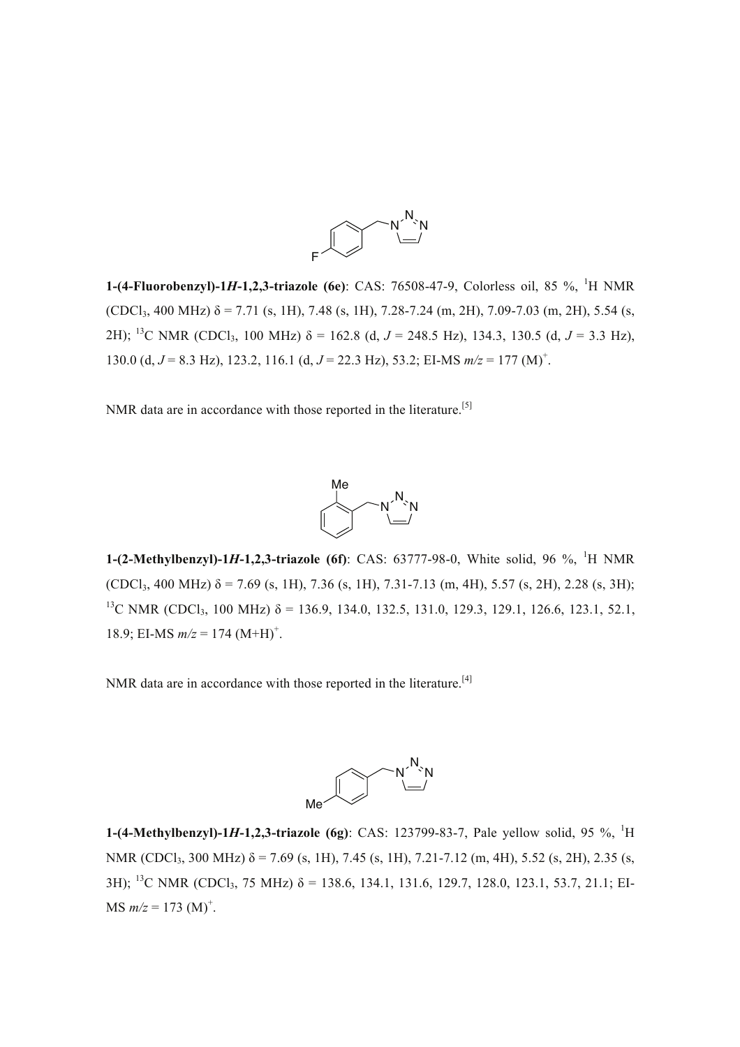**1-(4-Fluorobenzyl)-1*H*-1,2,3-triazole (6e)**: CAS: 76508-47-9, Colorless oil, 85 %, $^{1}$H NMR ($CDCl_3$, 400 MHz) δ = 7.71 (s, 1H), 7.48 (s, 1H), 7.28-7.24 (m, 2H), 7.09-7.03 (m, 2H), 5.54 (s, 2H); $^{13}$C NMR ($CDCl_3$, 100 MHz) δ = 162.8 (d, *J* = 248.5 Hz), 134.3, 130.5 (d, *J* = 3.3 Hz), 130.0 (d, *J* = 8.3 Hz), 123.2, 116.1 (d, *J* = 22.3 Hz), 53.2; EI-MS *m/z* = 177 (M)$^{+}$.

NMR data are in accordance with those reported in the literature.[5]

**1-(2-Methylbenzyl)-1*H*-1,2,3-triazole (6f)**: CAS: 63777-98-0, White solid, 96 %, $^{1}$H NMR ($CDCl_3$, 400 MHz) δ = 7.69 (s, 1H), 7.36 (s, 1H), 7.31-7.13 (m, 4H), 5.57 (s, 2H), 2.28 (s, 3H); $^{13}$C NMR ($CDCl_3$, 100 MHz) δ = 136.9, 134.0, 132.5, 131.0, 129.3, 129.1, 126.6, 123.1, 52.1, 18.9; EI-MS *m/z* = 174 (M+H)$^{+}$.

NMR data are in accordance with those reported in the literature.[4]

**1-(4-Methylbenzyl)-1*H*-1,2,3-triazole (6g)**: CAS: 123799-83-7, Pale yellow solid, 95 %, $^{1}$H NMR ($CDCl_3$, 300 MHz) δ = 7.69 (s, 1H), 7.45 (s, 1H), 7.21-7.12 (m, 4H), 5.52 (s, 2H), 2.35 (s, 3H); $^{13}$C NMR ($CDCl_3$, 75 MHz) δ = 138.6, 134.1, 131.6, 129.7, 128.0, 123.1, 53.7, 21.1; EI-MS *m/z* = 173 (M)$^{+}$.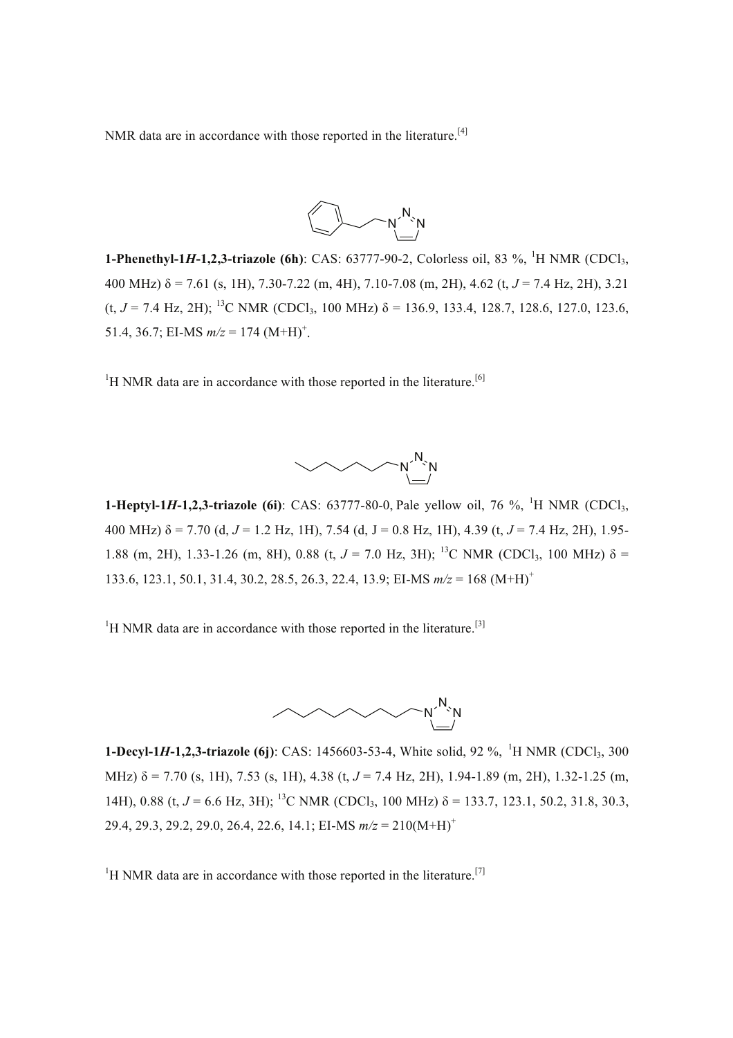NMR data are in accordance with those reported in the literature.[4]

**1-Phenethyl-1*H*-1,2,3-triazole (6h)**: CAS: 63777-90-2, Colorless oil, 83 %, $^1$H NMR ($CDCl_3$, 400 MHz) δ = 7.61 (s, 1H), 7.30-7.22 (m, 4H), 7.10-7.08 (m, 2H), 4.62 (t, *J* = 7.4 Hz, 2H), 3.21 (t, *J* = 7.4 Hz, 2H); $^{13}$C NMR ($CDCl_3$, 100 MHz) δ = 136.9, 133.4, 128.7, 128.6, 127.0, 123.6, 51.4, 36.7; EI-MS *m/z* = 174 $(M+H)^+$.

$^1$H NMR data are in accordance with those reported in the literature.[6]

**1-Heptyl-1*H*-1,2,3-triazole (6i)**: CAS: 63777-80-0, Pale yellow oil, 76 %, $^1$H NMR ($CDCl_3$, 400 MHz) δ = 7.70 (d, *J* = 1.2 Hz, 1H), 7.54 (d, J = 0.8 Hz, 1H), 4.39 (t, *J* = 7.4 Hz, 2H), 1.95-1.88 (m, 2H), 1.33-1.26 (m, 8H), 0.88 (t, *J* = 7.0 Hz, 3H); $^{13}$C NMR ($CDCl_3$, 100 MHz) δ = 133.6, 123.1, 50.1, 31.4, 30.2, 28.5, 26.3, 22.4, 13.9; EI-MS *m/z* = 168 $(M+H)^+$

$^1$H NMR data are in accordance with those reported in the literature.[3]

**1-Decyl-1*H*-1,2,3-triazole (6j)**: CAS: 1456603-53-4, White solid, 92 %, $^1$H NMR ($CDCl_3$, 300 MHz) δ = 7.70 (s, 1H), 7.53 (s, 1H), 4.38 (t, *J* = 7.4 Hz, 2H), 1.94-1.89 (m, 2H), 1.32-1.25 (m, 14H), 0.88 (t, *J* = 6.6 Hz, 3H); $^{13}$C NMR ($CDCl_3$, 100 MHz) δ = 133.7, 123.1, 50.2, 31.8, 30.3, 29.4, 29.3, 29.2, 29.0, 26.4, 22.6, 14.1; EI-MS *m/z* = 210$(M+H)^+$

$^1$H NMR data are in accordance with those reported in the literature.[7]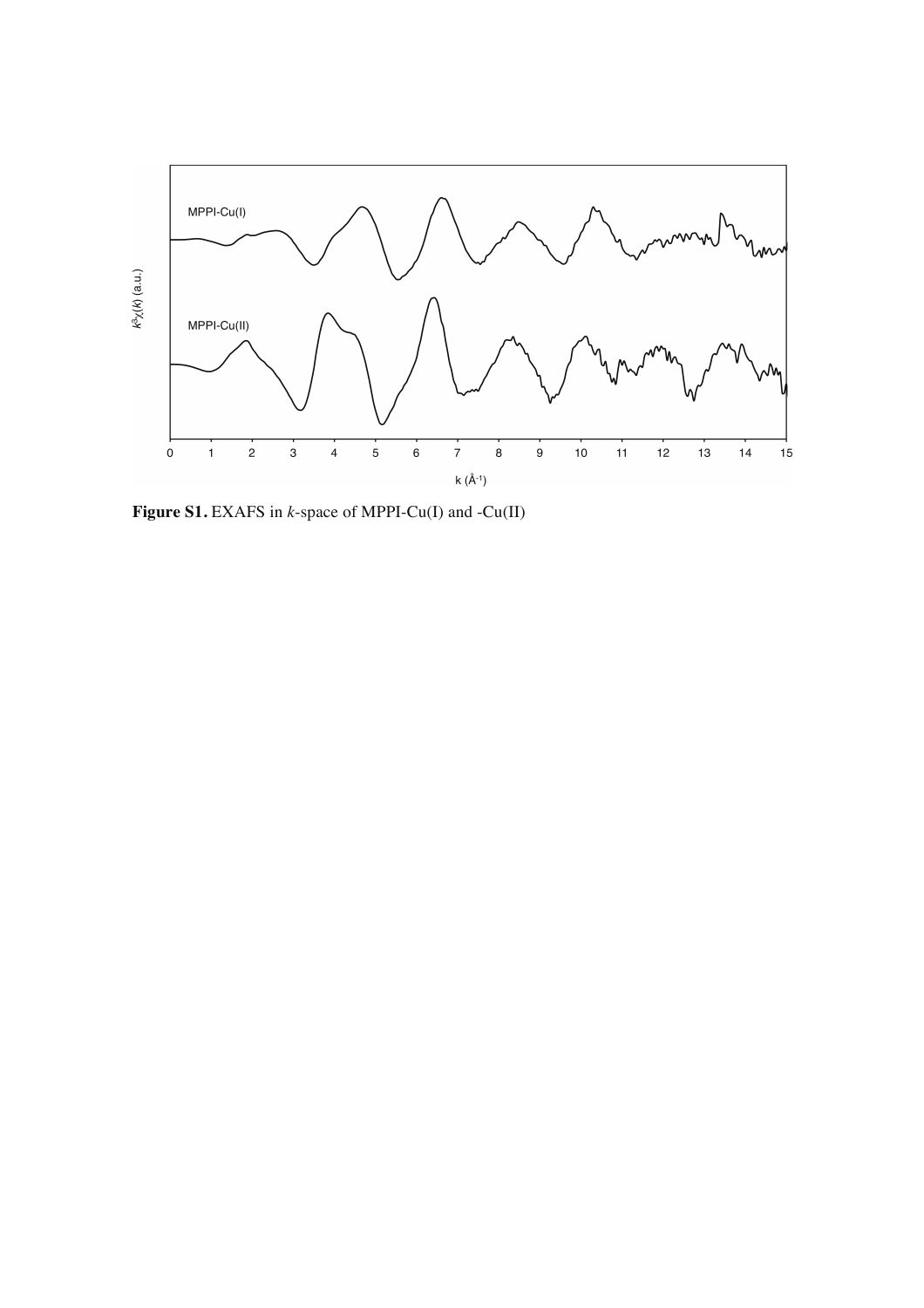**Figure S1.** EXAFS in *k*-space of MPPI-Cu(I) and -Cu(II)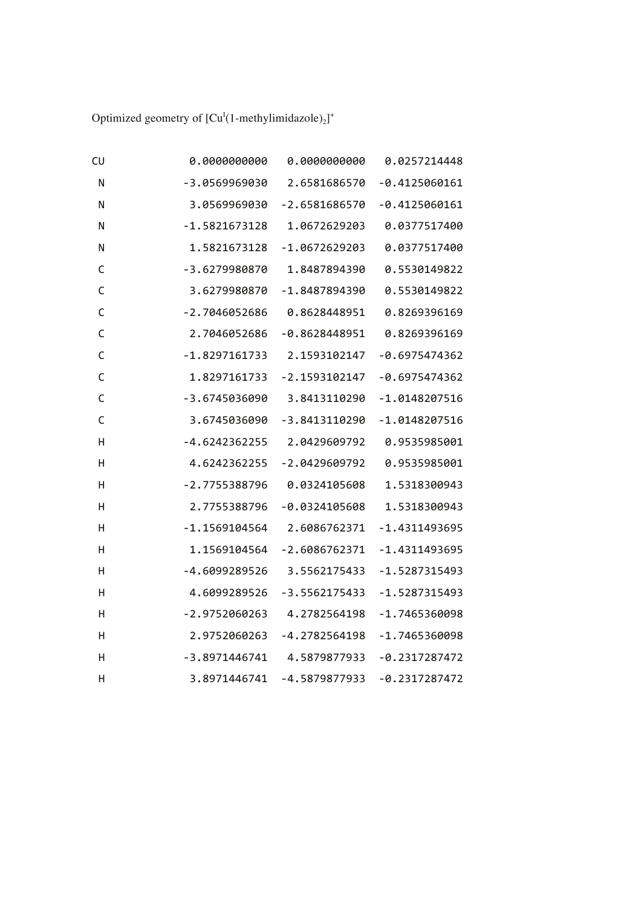Optimized geometry of $[Cu^{I}(1\text{-methylimidazole})_2]^{+}$

```
CU      0.0000000000    0.0000000000    0.0257214448
 N     -3.0569969030    2.6581686570   -0.4125060161
 N      3.0569969030   -2.6581686570   -0.4125060161
 N     -1.5821673128    1.0672629203    0.0377517400
 N      1.5821673128   -1.0672629203    0.0377517400
 C     -3.6279980870    1.8487894390    0.5530149822
 C      3.6279980870   -1.8487894390    0.5530149822
 C     -2.7046052686    0.8628448951    0.8269396169
 C      2.7046052686   -0.8628448951    0.8269396169
 C     -1.8297161733    2.1593102147   -0.6975474362
 C      1.8297161733   -2.1593102147   -0.6975474362
 C     -3.6745036090    3.8413110290   -1.0148207516
 C      3.6745036090   -3.8413110290   -1.0148207516
 H     -4.6242362255    2.0429609792    0.9535985001
 H      4.6242362255   -2.0429609792    0.9535985001
 H     -2.7755388796    0.0324105608    1.5318300943
 H      2.7755388796   -0.0324105608    1.5318300943
 H     -1.1569104564    2.6086762371   -1.4311493695
 H      1.1569104564   -2.6086762371   -1.4311493695
 H     -4.6099289526    3.5562175433   -1.5287315493
 H      4.6099289526   -3.5562175433   -1.5287315493
 H     -2.9752060263    4.2782564198   -1.7465360098
 H      2.9752060263   -4.2782564198   -1.7465360098
 H     -3.8971446741    4.5879877933   -0.2317287472
 H      3.8971446741   -4.5879877933   -0.2317287472
```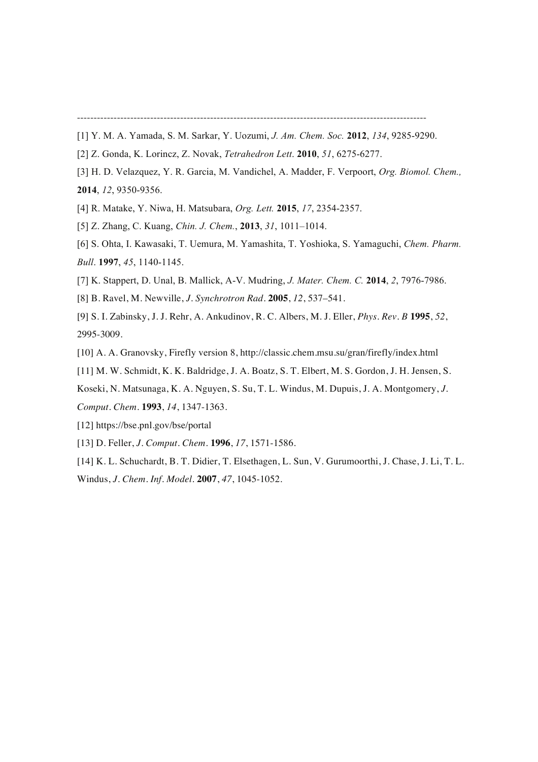---

[1] Y. M. A. Yamada, S. M. Sarkar, Y. Uozumi, *J. Am. Chem. Soc.* **2012**, *134*, 9285-9290.

[2] Z. Gonda, K. Lorincz, Z. Novak, *Tetrahedron Lett.* **2010**, *51*, 6275-6277.

[3] H. D. Velazquez, Y. R. Garcia, M. Vandichel, A. Madder, F. Verpoort, *Org. Biomol. Chem.,* **2014**, *12*, 9350-9356.

[4] R. Matake, Y. Niwa, H. Matsubara, *Org. Lett.* **2015**, *17*, 2354-2357.

[5] Z. Zhang, C. Kuang, *Chin. J. Chem.*, **2013**, *31*, 1011–1014.

[6] S. Ohta, I. Kawasaki, T. Uemura, M. Yamashita, T. Yoshioka, S. Yamaguchi, *Chem. Pharm. Bull.* **1997**, *45*, 1140-1145.

[7] K. Stappert, D. Unal, B. Mallick, A-V. Mudring, *J. Mater. Chem. C.* **2014**, *2*, 7976-7986.

[8] B. Ravel, M. Newville, *J. Synchrotron Rad.* **2005**, *12*, 537–541.

[9] S. I. Zabinsky, J. J. Rehr, A. Ankudinov, R. C. Albers, M. J. Eller, *Phys. Rev. B* **1995**, *52*, 2995-3009.

[10] A. A. Granovsky, Firefly version 8, http://classic.chem.msu.su/gran/firefly/index.html

[11] M. W. Schmidt, K. K. Baldridge, J. A. Boatz, S. T. Elbert, M. S. Gordon, J. H. Jensen, S. Koseki, N. Matsunaga, K. A. Nguyen, S. Su, T. L. Windus, M. Dupuis, J. A. Montgomery, *J. Comput. Chem.* **1993**, *14*, 1347-1363.

[12] https://bse.pnl.gov/bse/portal

[13] D. Feller, *J. Comput. Chem.* **1996**, *17*, 1571-1586.

[14] K. L. Schuchardt, B. T. Didier, T. Elsethagen, L. Sun, V. Gurumoorthi, J. Chase, J. Li, T. L. Windus, *J. Chem. Inf. Model.* **2007**, *47*, 1045-1052.